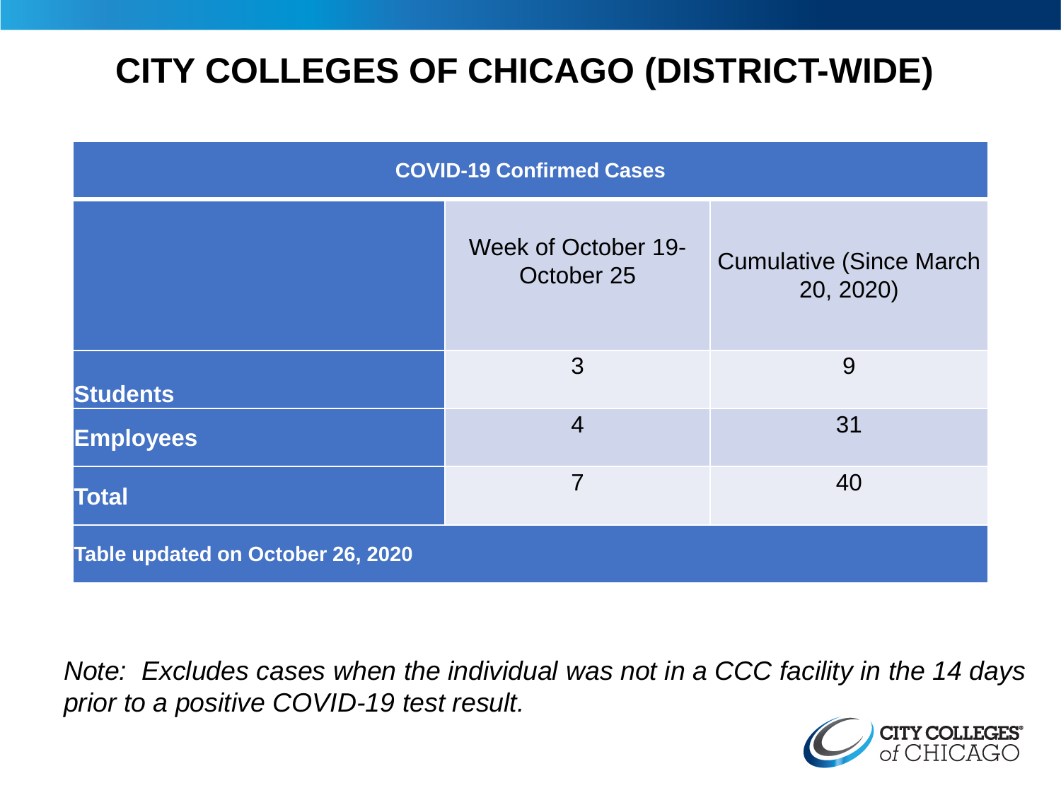# CITY COLLEGES OF CHICAGO (DISTRICT-WIDE)

| COVID-19 Confirmed Cases | | |
|---|---|---|
| | Week of October 19-October 25 | Cumulative (Since March 20, 2020) |
| **Students** | 3 | 9 |
| **Employees** | 4 | 31 |
| **Total** | 7 | 40 |
| **Table updated on October 26, 2020** | | |

*Note: Excludes cases when the individual was not in a CCC facility in the 14 days prior to a positive COVID-19 test result.*

CITY COLLEGES of CHICAGO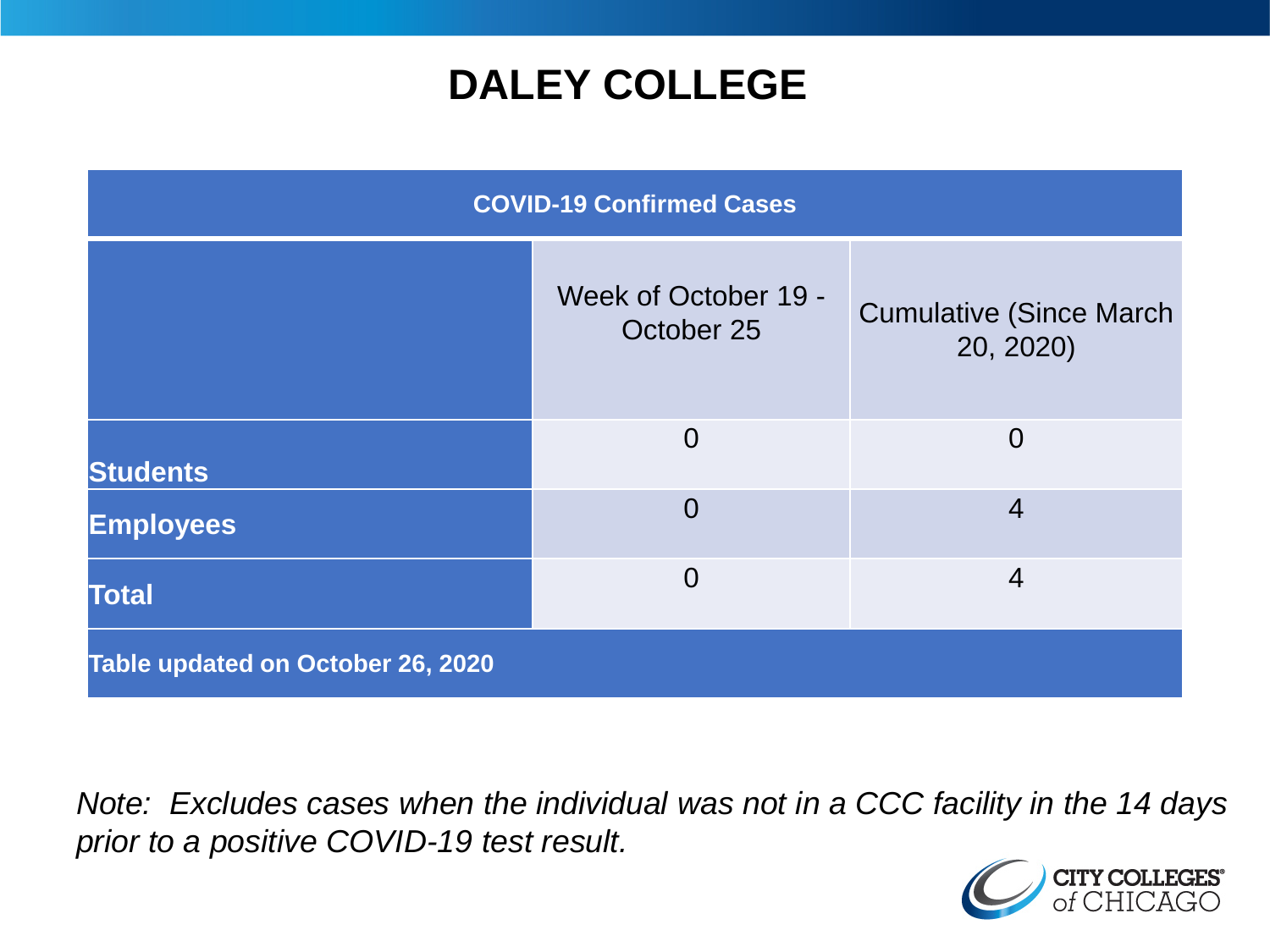# DALEY COLLEGE

| COVID-19 Confirmed Cases | | |
|---|---|---|
| | Week of October 19 - October 25 | Cumulative (Since March 20, 2020) |
| **Students** | 0 | 0 |
| **Employees** | 0 | 4 |
| **Total** | 0 | 4 |
| **Table updated on October 26, 2020** | | |

*Note: Excludes cases when the individual was not in a CCC facility in the 14 days prior to a positive COVID-19 test result.*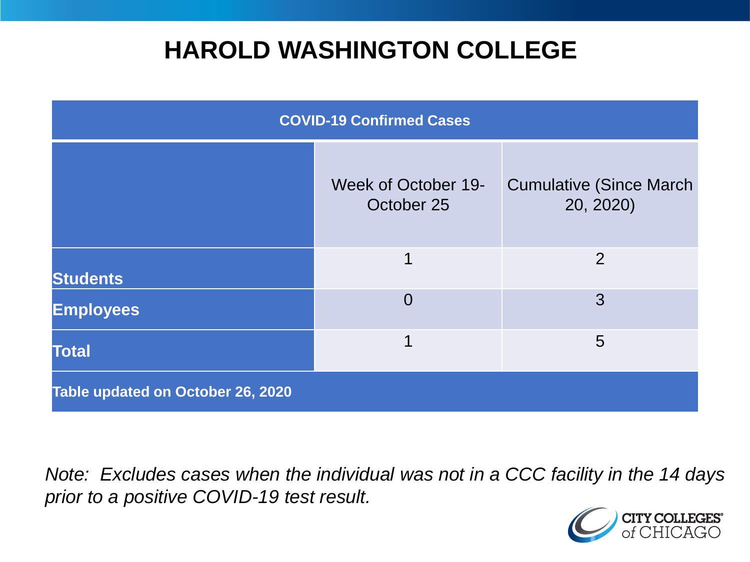# HAROLD WASHINGTON COLLEGE

| COVID-19 Confirmed Cases | | |
|---|---|---|
| | Week of October 19-October 25 | Cumulative (Since March 20, 2020) |
| **Students** | 1 | 2 |
| **Employees** | 0 | 3 |
| **Total** | 1 | 5 |
| **Table updated on October 26, 2020** | | |

*Note: Excludes cases when the individual was not in a CCC facility in the 14 days prior to a positive COVID-19 test result.*

CITY COLLEGES of CHICAGO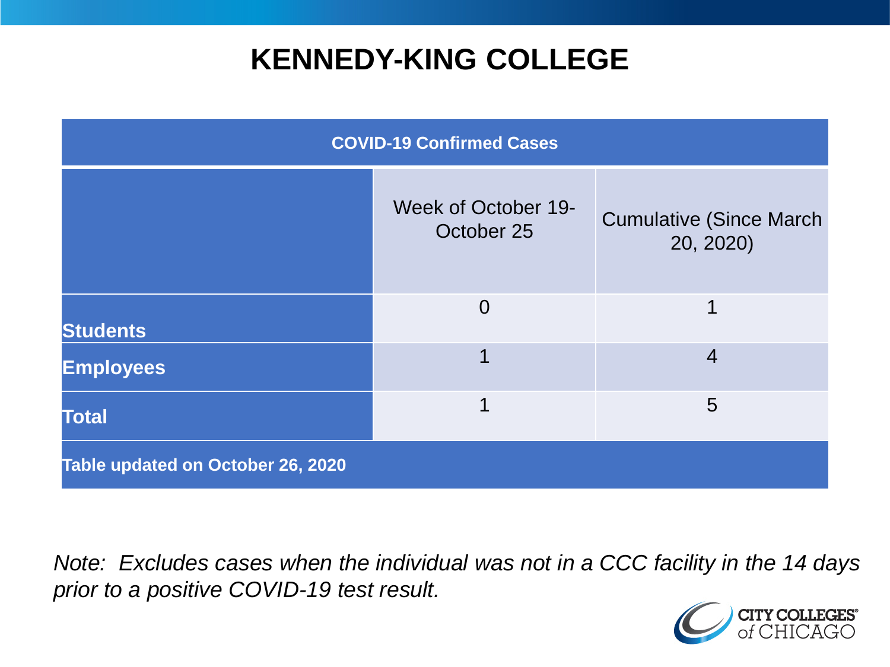# KENNEDY-KING COLLEGE

| COVID-19 Confirmed Cases | | |
|---|---|---|
| | Week of October 19-October 25 | Cumulative (Since March 20, 2020) |
| **Students** | 0 | 1 |
| **Employees** | 1 | 4 |
| **Total** | 1 | 5 |
| **Table updated on October 26, 2020** | | |

*Note: Excludes cases when the individual was not in a CCC facility in the 14 days prior to a positive COVID-19 test result.*

CITY COLLEGES of CHICAGO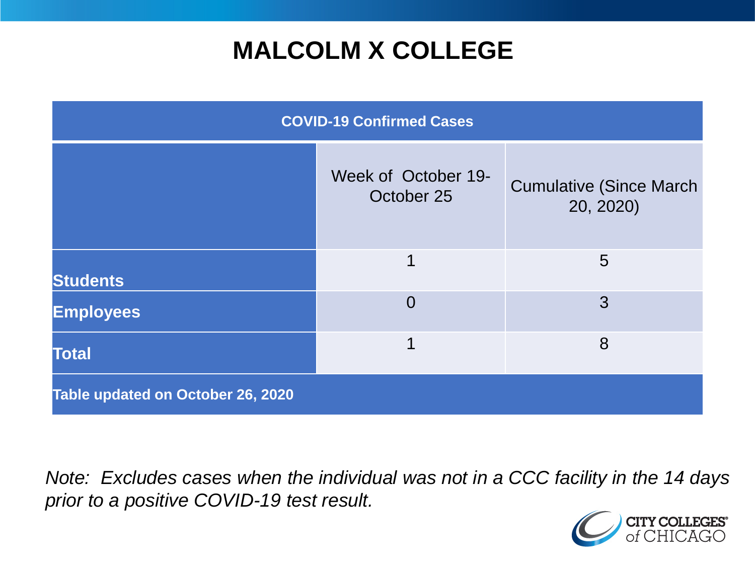# MALCOLM X COLLEGE

| COVID-19 Confirmed Cases | | |
|---|---|---|
| | Week of October 19-October 25 | Cumulative (Since March 20, 2020) |
| **Students** | 1 | 5 |
| **Employees** | 0 | 3 |
| **Total** | 1 | 8 |
| **Table updated on October 26, 2020** | | |

*Note: Excludes cases when the individual was not in a CCC facility in the 14 days prior to a positive COVID-19 test result.*

CITY COLLEGES of CHICAGO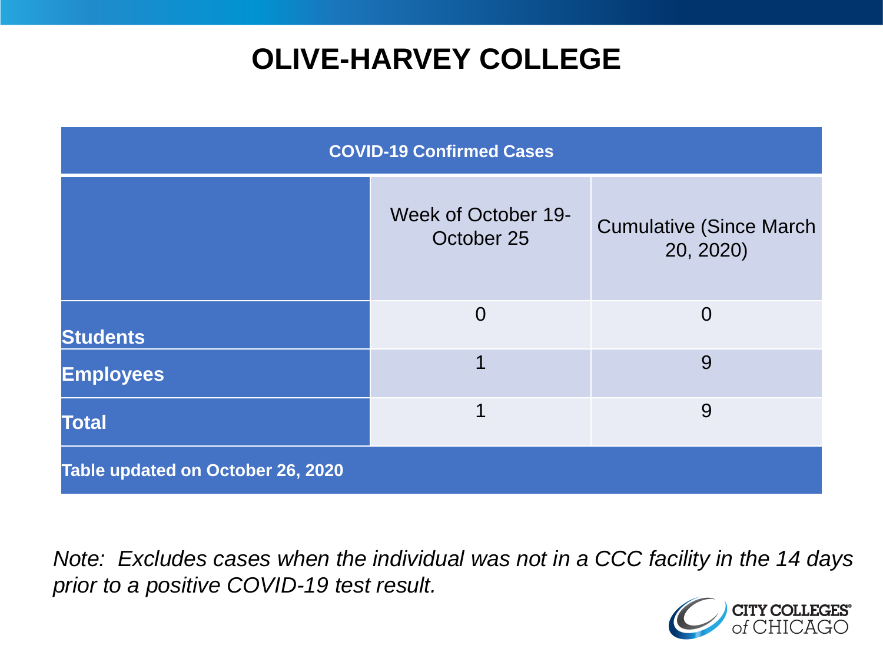# OLIVE-HARVEY COLLEGE

| COVID-19 Confirmed Cases | | |
|---|---|---|
| | Week of October 19-October 25 | Cumulative (Since March 20, 2020) |
| **Students** | 0 | 0 |
| **Employees** | 1 | 9 |
| **Total** | 1 | 9 |
| **Table updated on October 26, 2020** | | |

*Note: Excludes cases when the individual was not in a CCC facility in the 14 days prior to a positive COVID-19 test result.*

CITY COLLEGES of CHICAGO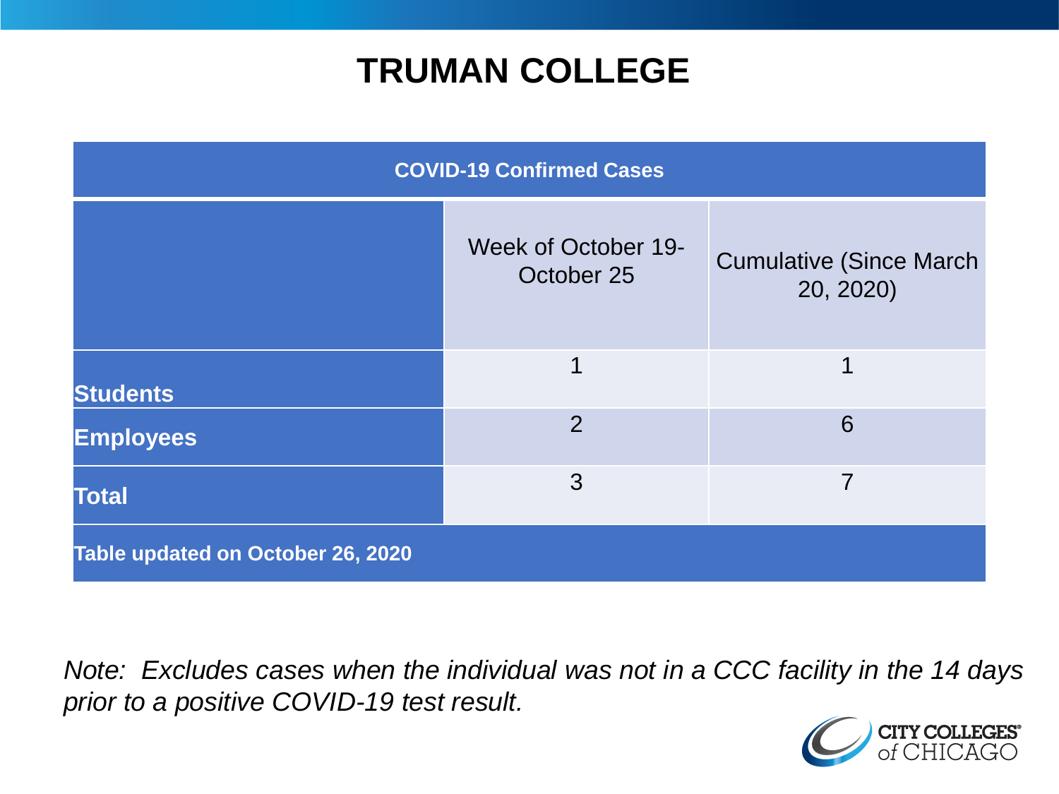# TRUMAN COLLEGE

| COVID-19 Confirmed Cases | | |
|---|---|---|
| | Week of October 19-October 25 | Cumulative (Since March 20, 2020) |
| **Students** | 1 | 1 |
| **Employees** | 2 | 6 |
| **Total** | 3 | 7 |
| **Table updated on October 26, 2020** | | |

*Note: Excludes cases when the individual was not in a CCC facility in the 14 days prior to a positive COVID-19 test result.*

CITY COLLEGES of CHICAGO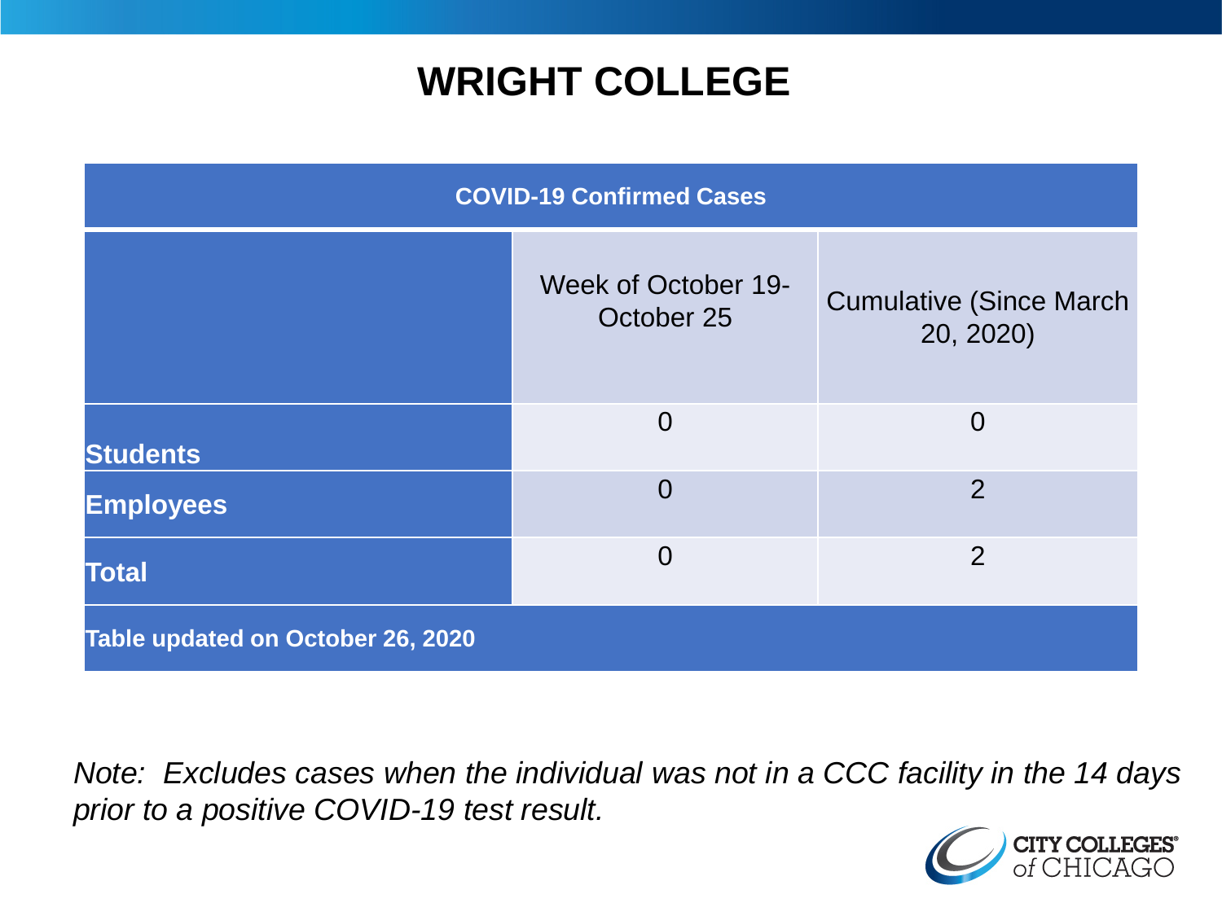# WRIGHT COLLEGE

| COVID-19 Confirmed Cases | | |
|---|---|---|
| | Week of October 19-October 25 | Cumulative (Since March 20, 2020) |
| **Students** | 0 | 0 |
| **Employees** | 0 | 2 |
| **Total** | 0 | 2 |
| **Table updated on October 26, 2020** | | |

*Note: Excludes cases when the individual was not in a CCC facility in the 14 days prior to a positive COVID-19 test result.*

CITY COLLEGES of CHICAGO